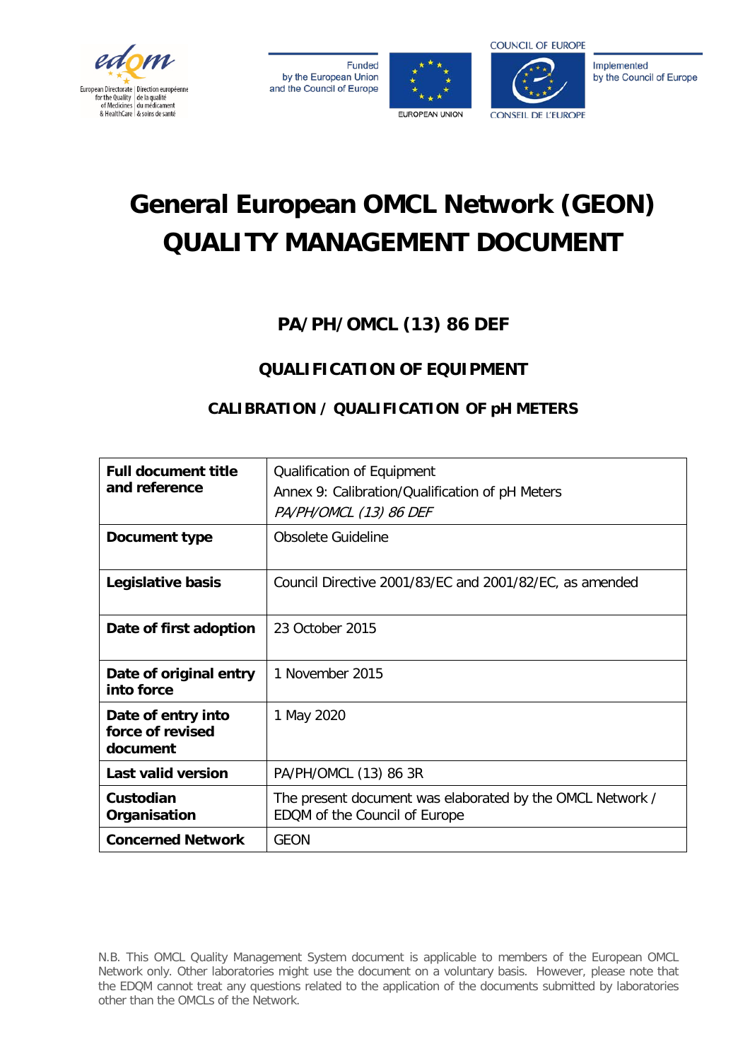Funded by the European Union and the Council of Europe

Implemented by the Council of Europe

# General European OMCL Network (GEON) QUALITY MANAGEMENT DOCUMENT

## PA/PH/OMCL (13) 86 DEF

## QUALIFICATION OF EQUIPMENT

### CALIBRATION / QUALIFICATION OF pH METERS

| | |
|---|---|
| **Full document title and reference** | Qualification of Equipment<br>Annex 9: Calibration/Qualification of pH Meters<br>*PA/PH/OMCL (13) 86 DEF* |
| **Document type** | Obsolete Guideline |
| **Legislative basis** | Council Directive 2001/83/EC and 2001/82/EC, as amended |
| **Date of first adoption** | 23 October 2015 |
| **Date of original entry into force** | 1 November 2015 |
| **Date of entry into force of revised document** | 1 May 2020 |
| **Last valid version** | PA/PH/OMCL (13) 86 3R |
| **Custodian Organisation** | The present document was elaborated by the OMCL Network / EDQM of the Council of Europe |
| **Concerned Network** | GEON |

N.B. This OMCL Quality Management System document is applicable to members of the European OMCL Network only. Other laboratories might use the document on a voluntary basis. However, please note that the EDQM cannot treat any questions related to the application of the documents submitted by laboratories other than the OMCLs of the Network.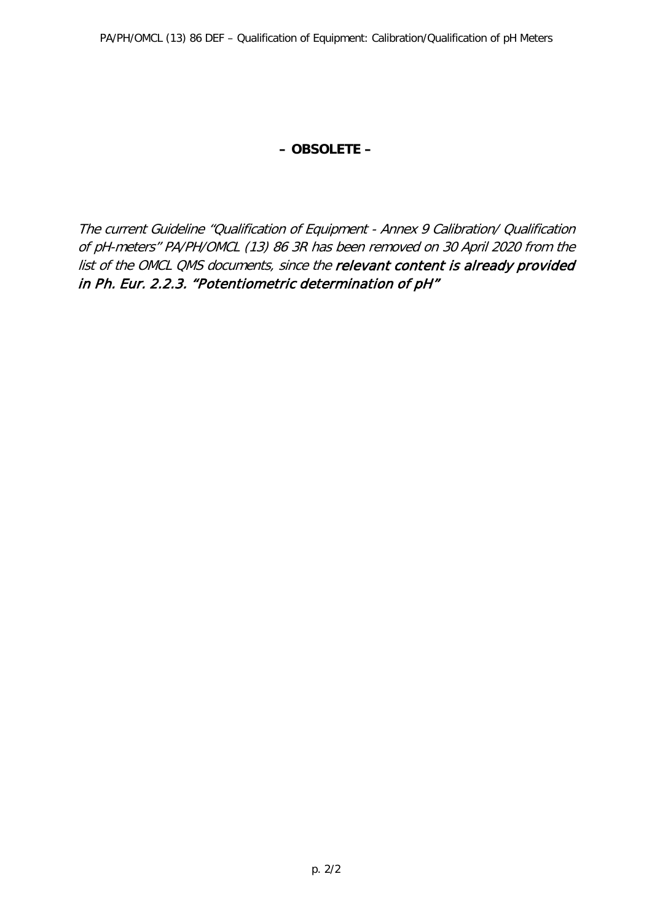**– OBSOLETE –**

*The current Guideline "Qualification of Equipment - Annex 9 Calibration/ Qualification of pH-meters" PA/PH/OMCL (13) 86 3R has been removed on 30 April 2020 from the list of the OMCL QMS documents, since the **relevant content is already provided in Ph. Eur. 2.2.3. "Potentiometric determination of pH"***